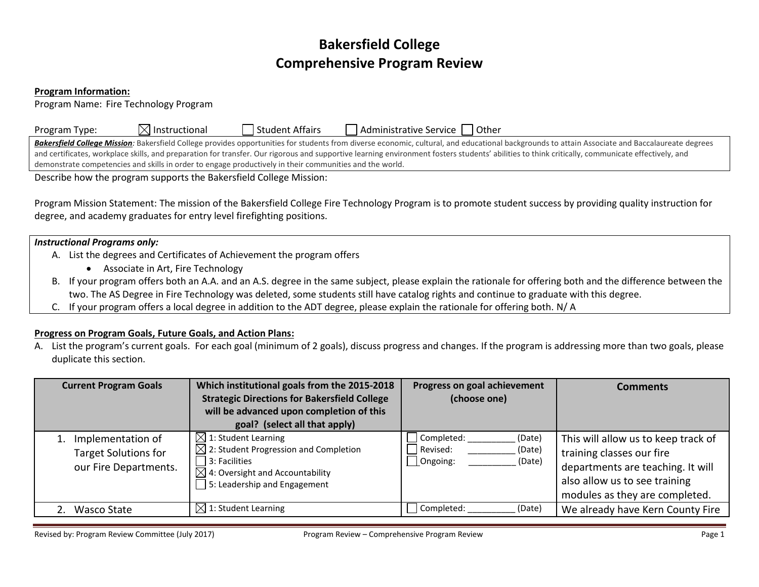# Bakersfield College
# Comprehensive Program Review

**Program Information:**

Program Name: Fire Technology Program

Program Type: ☒ Instructional ☐ Student Affairs ☐ Administrative Service ☐ Other

***Bakersfield College Mission**:* Bakersfield College provides opportunities for students from diverse economic, cultural, and educational backgrounds to attain Associate and Baccalaureate degrees and certificates, workplace skills, and preparation for transfer. Our rigorous and supportive learning environment fosters students' abilities to think critically, communicate effectively, and demonstrate competencies and skills in order to engage productively in their communities and the world.

Describe how the program supports the Bakersfield College Mission:

Program Mission Statement: The mission of the Bakersfield College Fire Technology Program is to promote student success by providing quality instruction for degree, and academy graduates for entry level firefighting positions.

***Instructional Programs only:***

A. List the degrees and Certificates of Achievement the program offers
   - Associate in Art, Fire Technology
B. If your program offers both an A.A. and an A.S. degree in the same subject, please explain the rationale for offering both and the difference between the two. The AS Degree in Fire Technology was deleted, some students still have catalog rights and continue to graduate with this degree.
C. If your program offers a local degree in addition to the ADT degree, please explain the rationale for offering both. N/ A

**Progress on Program Goals, Future Goals, and Action Plans:**

A. List the program's current goals. For each goal (minimum of 2 goals), discuss progress and changes. If the program is addressing more than two goals, please duplicate this section.

| Current Program Goals | Which institutional goals from the 2015-2018 Strategic Directions for Bakersfield College will be advanced upon completion of this goal? (select all that apply) | Progress on goal achievement (choose one) | Comments |
|---|---|---|---|
| 1. Implementation of Target Solutions for our Fire Departments. | ☒ 1: Student Learning<br>☒ 2: Student Progression and Completion<br>☐ 3: Facilities<br>☒ 4: Oversight and Accountability<br>☐ 5: Leadership and Engagement | ☐ Completed: __________ (Date)<br>☐ Revised: __________ (Date)<br>☐ Ongoing: __________ (Date) | This will allow us to keep track of training classes our fire departments are teaching. It will also allow us to see training modules as they are completed. |
| 2. Wasco State | ☒ 1: Student Learning | ☐ Completed: __________ (Date) | We already have Kern County Fire |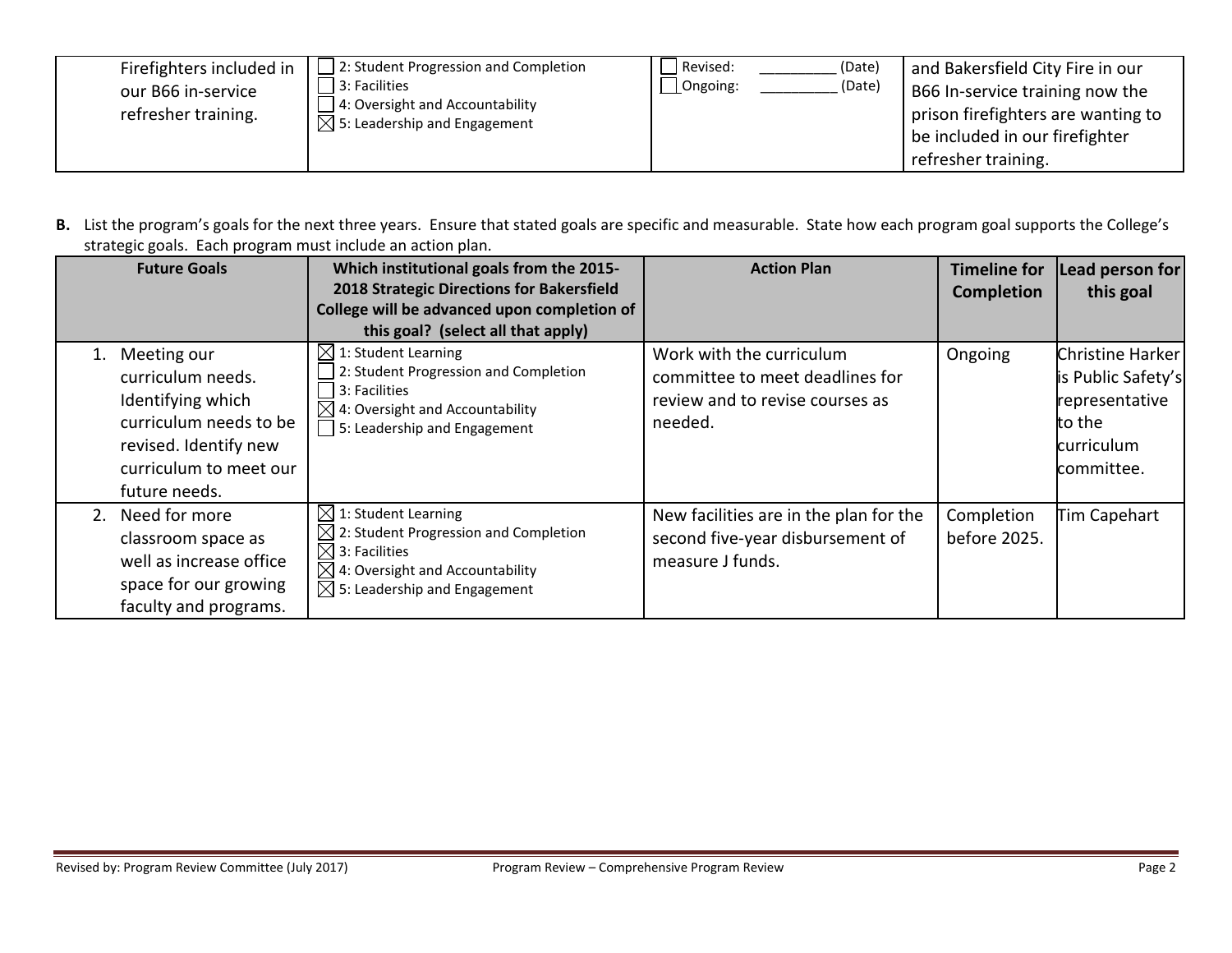| Firefighters included in our B66 in-service refresher training. | ☐ 2: Student Progression and Completion<br>☐ 3: Facilities<br>☐ 4: Oversight and Accountability<br>☒ 5: Leadership and Engagement | ☐ Revised: __________ (Date)<br>☐ Ongoing: __________ (Date) | and Bakersfield City Fire in our B66 In-service training now the prison firefighters are wanting to be included in our firefighter refresher training. |
|---|---|---|---|

**B.** List the program's goals for the next three years. Ensure that stated goals are specific and measurable. State how each program goal supports the College's strategic goals. Each program must include an action plan.

| Future Goals | Which institutional goals from the 2015-2018 Strategic Directions for Bakersfield College will be advanced upon completion of this goal? (select all that apply) | Action Plan | Timeline for Completion | Lead person for this goal |
|---|---|---|---|---|
| 1. Meeting our curriculum needs. Identifying which curriculum needs to be revised. Identify new curriculum to meet our future needs. | ☒ 1: Student Learning<br>☐ 2: Student Progression and Completion<br>☐ 3: Facilities<br>☒ 4: Oversight and Accountability<br>☐ 5: Leadership and Engagement | Work with the curriculum committee to meet deadlines for review and to revise courses as needed. | Ongoing | Christine Harker is Public Safety's representative to the curriculum committee. |
| 2. Need for more classroom space as well as increase office space for our growing faculty and programs. | ☒ 1: Student Learning<br>☒ 2: Student Progression and Completion<br>☒ 3: Facilities<br>☒ 4: Oversight and Accountability<br>☒ 5: Leadership and Engagement | New facilities are in the plan for the second five-year disbursement of measure J funds. | Completion before 2025. | Tim Capehart |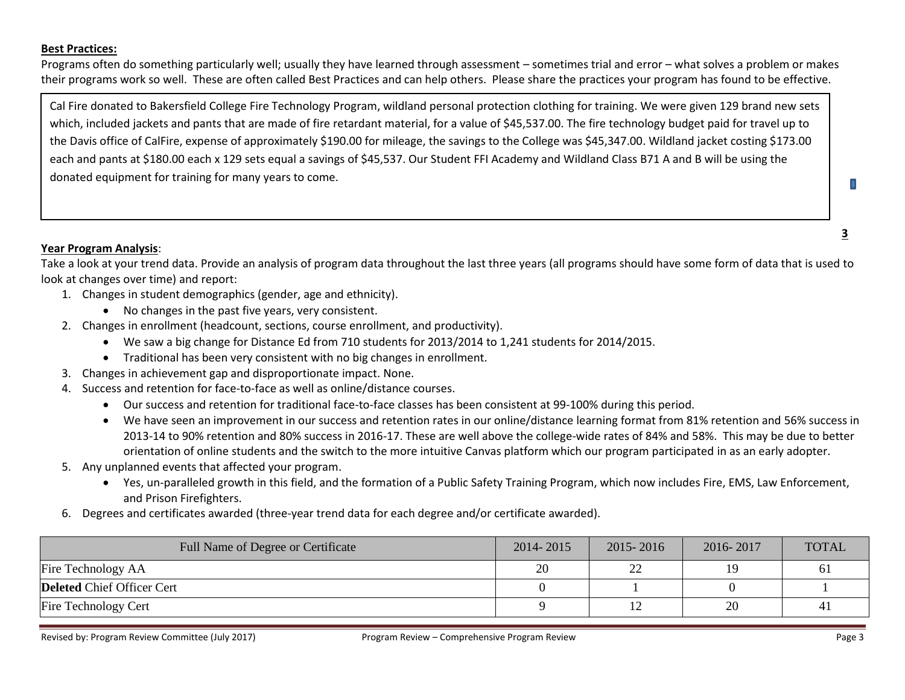**Best Practices:**

Programs often do something particularly well; usually they have learned through assessment – sometimes trial and error – what solves a problem or makes their programs work so well. These are often called Best Practices and can help others. Please share the practices your program has found to be effective.

Cal Fire donated to Bakersfield College Fire Technology Program, wildland personal protection clothing for training. We were given 129 brand new sets which, included jackets and pants that are made of fire retardant material, for a value of $45,537.00. The fire technology budget paid for travel up to the Davis office of CalFire, expense of approximately $190.00 for mileage, the savings to the College was $45,347.00. Wildland jacket costing $173.00 each and pants at $180.00 each x 129 sets equal a savings of $45,537. Our Student FFI Academy and Wildland Class B71 A and B will be using the donated equipment for training for many years to come.

**Year Program Analysis**:

Take a look at your trend data. Provide an analysis of program data throughout the last three years (all programs should have some form of data that is used to look at changes over time) and report:

1. Changes in student demographics (gender, age and ethnicity).
   - No changes in the past five years, very consistent.
2. Changes in enrollment (headcount, sections, course enrollment, and productivity).
   - We saw a big change for Distance Ed from 710 students for 2013/2014 to 1,241 students for 2014/2015.
   - Traditional has been very consistent with no big changes in enrollment.
3. Changes in achievement gap and disproportionate impact. None.
4. Success and retention for face-to-face as well as online/distance courses.
   - Our success and retention for traditional face-to-face classes has been consistent at 99-100% during this period.
   - We have seen an improvement in our success and retention rates in our online/distance learning format from 81% retention and 56% success in 2013-14 to 90% retention and 80% success in 2016-17. These are well above the college-wide rates of 84% and 58%. This may be due to better orientation of online students and the switch to the more intuitive Canvas platform which our program participated in as an early adopter.
5. Any unplanned events that affected your program.
   - Yes, un-paralleled growth in this field, and the formation of a Public Safety Training Program, which now includes Fire, EMS, Law Enforcement, and Prison Firefighters.
6. Degrees and certificates awarded (three-year trend data for each degree and/or certificate awarded).

| Full Name of Degree or Certificate | 2014- 2015 | 2015- 2016 | 2016- 2017 | TOTAL |
|---|---|---|---|---|
| Fire Technology AA | 20 | 22 | 19 | 61 |
| **Deleted** Chief Officer Cert | 0 | 1 | 0 | 1 |
| Fire Technology Cert | 9 | 12 | 20 | 41 |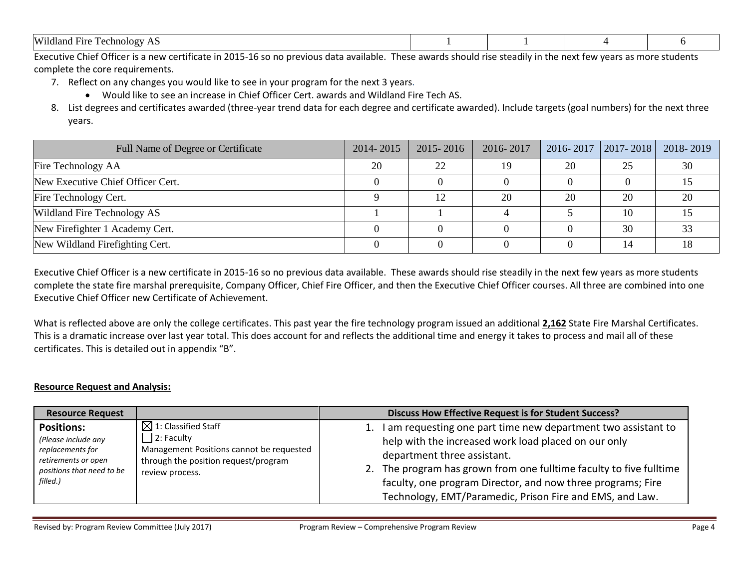| Wildland Fire Technology AS | 1 | 1 | 4 | 6 |
|---|---|---|---|---|

Executive Chief Officer is a new certificate in 2015-16 so no previous data available. These awards should rise steadily in the next few years as more students complete the core requirements.

7. Reflect on any changes you would like to see in your program for the next 3 years.
    - Would like to see an increase in Chief Officer Cert. awards and Wildland Fire Tech AS.
8. List degrees and certificates awarded (three-year trend data for each degree and certificate awarded). Include targets (goal numbers) for the next three years.

| Full Name of Degree or Certificate | 2014- 2015 | 2015- 2016 | 2016- 2017 | 2016- 2017 | 2017- 2018 | 2018- 2019 |
|---|---|---|---|---|---|---|
| Fire Technology AA | 20 | 22 | 19 | 20 | 25 | 30 |
| New Executive Chief Officer Cert. | 0 | 0 | 0 | 0 | 0 | 15 |
| Fire Technology Cert. | 9 | 12 | 20 | 20 | 20 | 20 |
| Wildland Fire Technology AS | 1 | 1 | 4 | 5 | 10 | 15 |
| New Firefighter 1 Academy Cert. | 0 | 0 | 0 | 0 | 30 | 33 |
| New Wildland Firefighting Cert. | 0 | 0 | 0 | 0 | 14 | 18 |

Executive Chief Officer is a new certificate in 2015-16 so no previous data available. These awards should rise steadily in the next few years as more students complete the state fire marshal prerequisite, Company Officer, Chief Fire Officer, and then the Executive Chief Officer courses. All three are combined into one Executive Chief Officer new Certificate of Achievement.

What is reflected above are only the college certificates. This past year the fire technology program issued an additional **2,162** State Fire Marshal Certificates. This is a dramatic increase over last year total. This does account for and reflects the additional time and energy it takes to process and mail all of these certificates. This is detailed out in appendix "B".

**Resource Request and Analysis:**

| Resource Request | | Discuss How Effective Request is for Student Success? |
|---|---|---|
| **Positions:** *(Please include any replacements for retirements or open positions that need to be filled.)* | ☒ 1: Classified Staff<br>☐ 2: Faculty<br>Management Positions cannot be requested through the position request/program review process. | 1. I am requesting one part time new department two assistant to help with the increased work load placed on our only department three assistant.<br>2. The program has grown from one fulltime faculty to five fulltime faculty, one program Director, and now three programs; Fire Technology, EMT/Paramedic, Prison Fire and EMS, and Law. |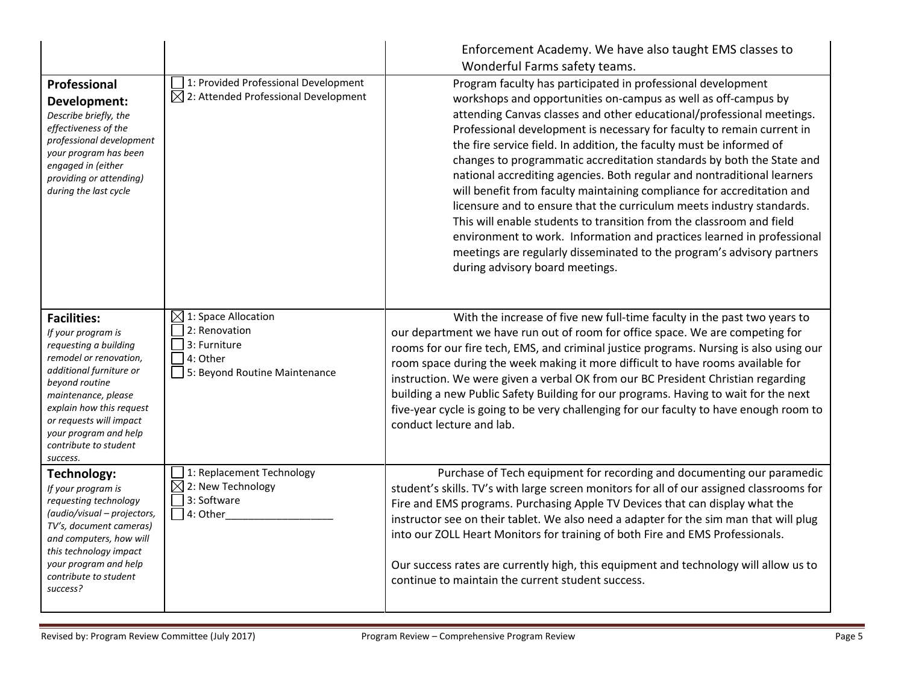| | | |
|---|---|---|
| | | Enforcement Academy. We have also taught EMS classes to Wonderful Farms safety teams. |
| **Professional Development:** *Describe briefly, the effectiveness of the professional development your program has been engaged in (either providing or attending) during the last cycle* | ☐ 1: Provided Professional Development<br>☒ 2: Attended Professional Development | Program faculty has participated in professional development workshops and opportunities on-campus as well as off-campus by attending Canvas classes and other educational/professional meetings. Professional development is necessary for faculty to remain current in the fire service field. In addition, the faculty must be informed of changes to programmatic accreditation standards by both the State and national accrediting agencies. Both regular and nontraditional learners will benefit from faculty maintaining compliance for accreditation and licensure and to ensure that the curriculum meets industry standards. This will enable students to transition from the classroom and field environment to work. Information and practices learned in professional meetings are regularly disseminated to the program's advisory partners during advisory board meetings. |
| **Facilities:** *If your program is requesting a building remodel or renovation, additional furniture or beyond routine maintenance, please explain how this request or requests will impact your program and help contribute to student success.* | ☒ 1: Space Allocation<br>☐ 2: Renovation<br>☐ 3: Furniture<br>☐ 4: Other<br>☐ 5: Beyond Routine Maintenance | With the increase of five new full-time faculty in the past two years to our department we have run out of room for office space. We are competing for rooms for our fire tech, EMS, and criminal justice programs. Nursing is also using our room space during the week making it more difficult to have rooms available for instruction. We were given a verbal OK from our BC President Christian regarding building a new Public Safety Building for our programs. Having to wait for the next five-year cycle is going to be very challenging for our faculty to have enough room to conduct lecture and lab. |
| **Technology:** *If your program is requesting technology (audio/visual – projectors, TV's, document cameras) and computers, how will this technology impact your program and help contribute to student success?* | ☐ 1: Replacement Technology<br>☒ 2: New Technology<br>☐ 3: Software<br>☐ 4: Other___________________ | Purchase of Tech equipment for recording and documenting our paramedic student's skills. TV's with large screen monitors for all of our assigned classrooms for Fire and EMS programs. Purchasing Apple TV Devices that can display what the instructor see on their tablet. We also need a adapter for the sim man that will plug into our ZOLL Heart Monitors for training of both Fire and EMS Professionals.<br><br>Our success rates are currently high, this equipment and technology will allow us to continue to maintain the current student success. |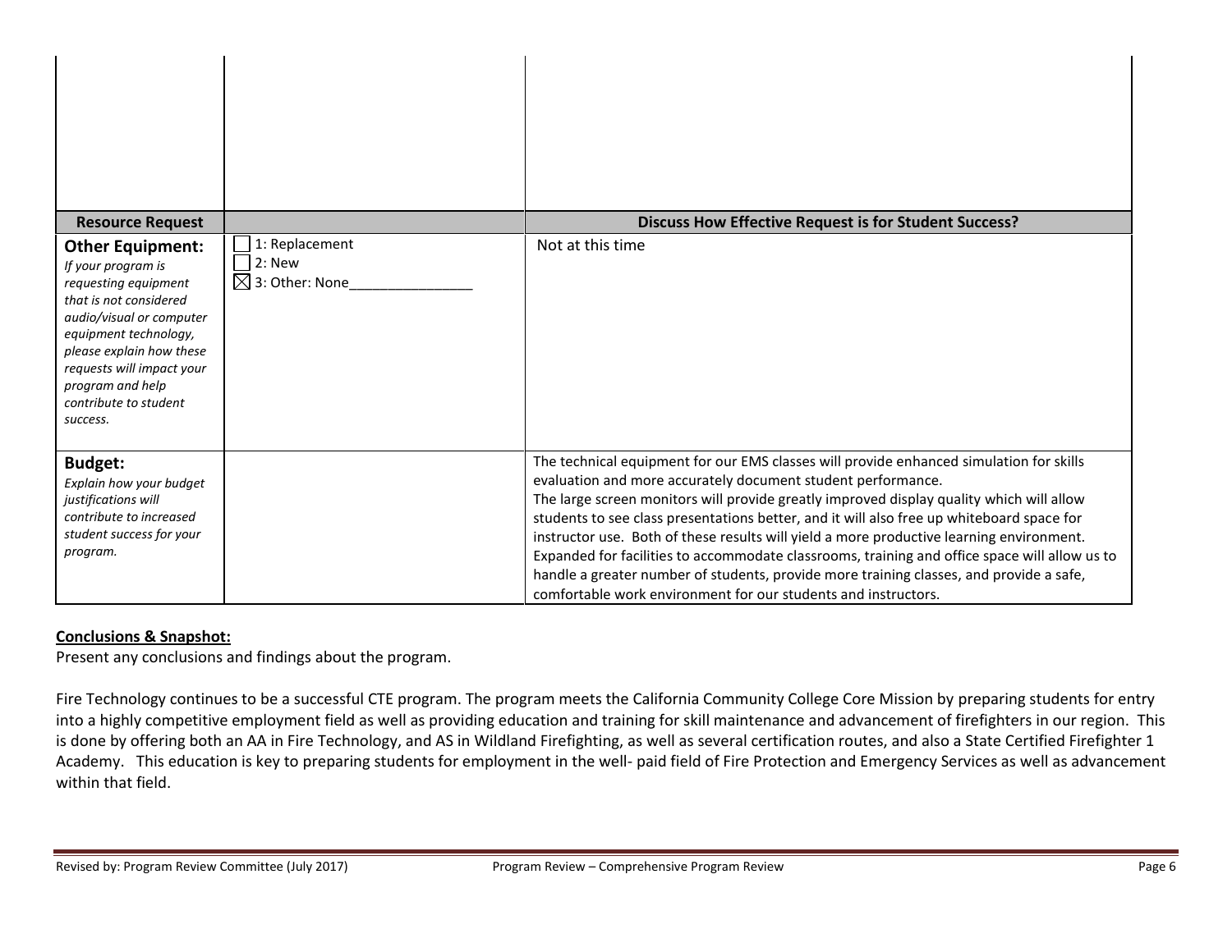| | | |
|---|---|---|
| | | |
| **Resource Request** | | **Discuss How Effective Request is for Student Success?** |
| **Other Equipment:** *If your program is requesting equipment that is not considered audio/visual or computer equipment technology, please explain how these requests will impact your program and help contribute to student success.* | ☐ 1: Replacement<br>☐ 2: New<br>☒ 3: Other: None_______________ | Not at this time |
| **Budget:** *Explain how your budget justifications will contribute to increased student success for your program.* | | The technical equipment for our EMS classes will provide enhanced simulation for skills evaluation and more accurately document student performance.<br>The large screen monitors will provide greatly improved display quality which will allow students to see class presentations better, and it will also free up whiteboard space for instructor use. Both of these results will yield a more productive learning environment.<br>Expanded for facilities to accommodate classrooms, training and office space will allow us to handle a greater number of students, provide more training classes, and provide a safe, comfortable work environment for our students and instructors. |

**Conclusions & Snapshot:**

Present any conclusions and findings about the program.

Fire Technology continues to be a successful CTE program. The program meets the California Community College Core Mission by preparing students for entry into a highly competitive employment field as well as providing education and training for skill maintenance and advancement of firefighters in our region. This is done by offering both an AA in Fire Technology, and AS in Wildland Firefighting, as well as several certification routes, and also a State Certified Firefighter 1 Academy. This education is key to preparing students for employment in the well- paid field of Fire Protection and Emergency Services as well as advancement within that field.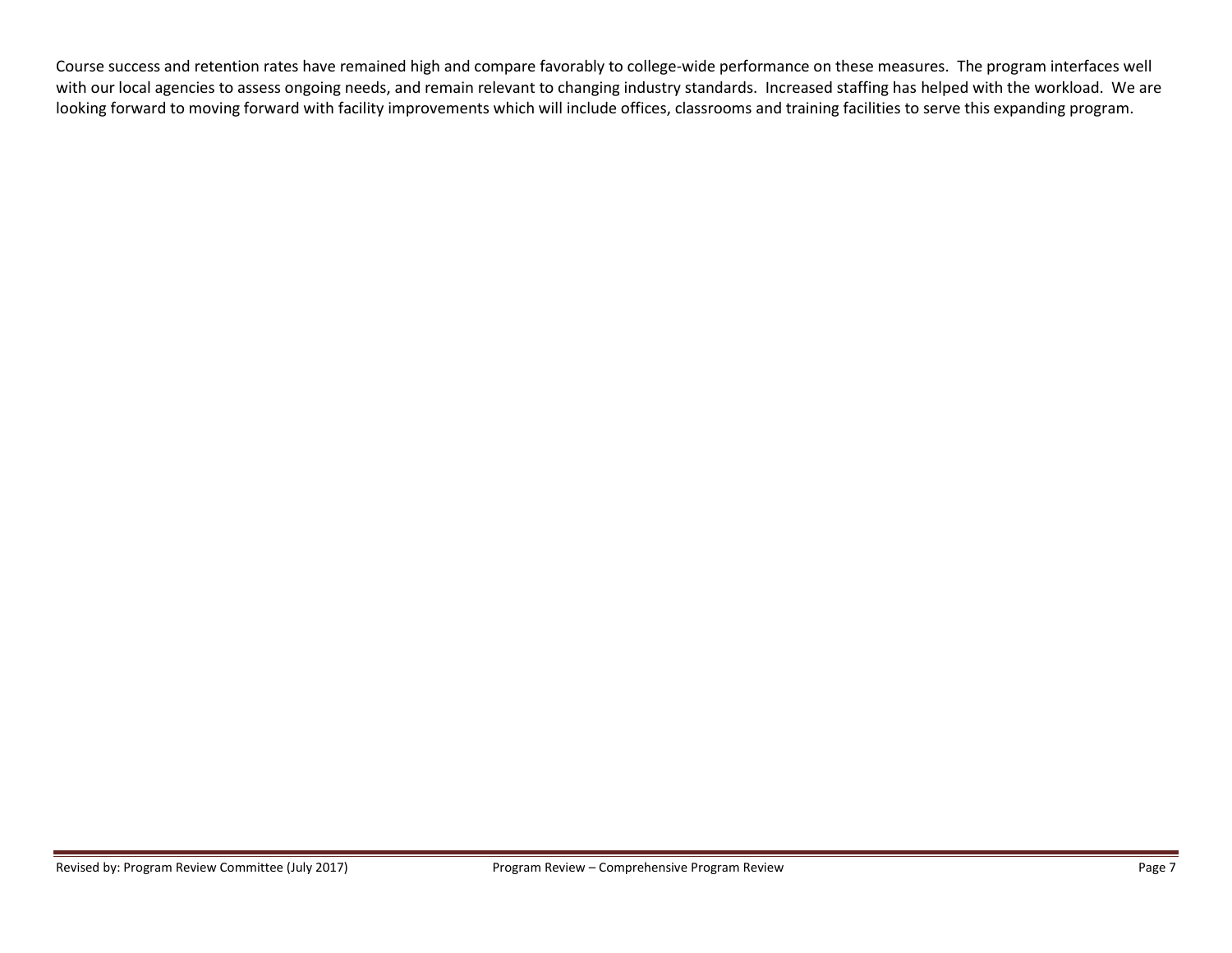Course success and retention rates have remained high and compare favorably to college-wide performance on these measures. The program interfaces well with our local agencies to assess ongoing needs, and remain relevant to changing industry standards. Increased staffing has helped with the workload. We are looking forward to moving forward with facility improvements which will include offices, classrooms and training facilities to serve this expanding program.